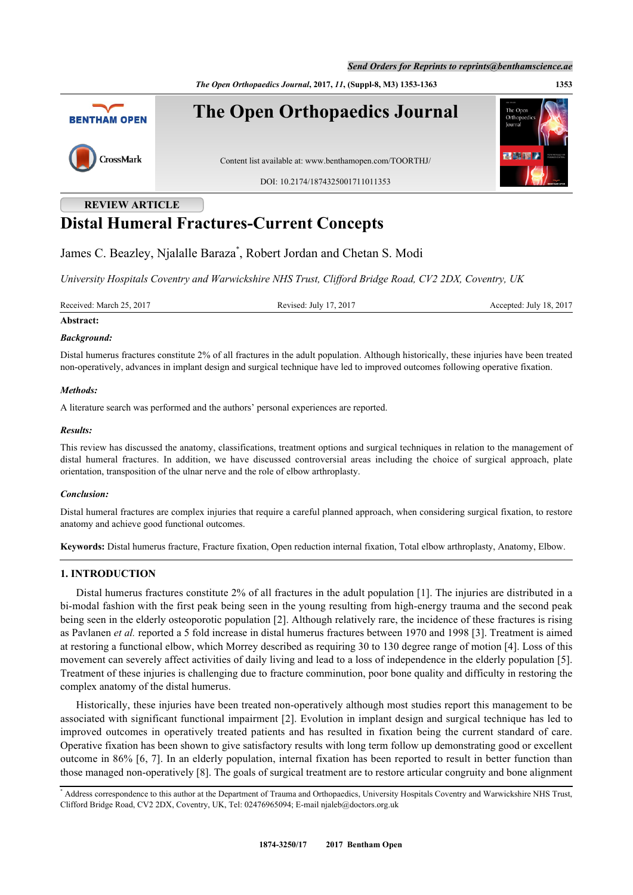REVIEW ARTICLE

# Distal Humeral Fractures-Current Concepts

James C. Beazley, Njalalle Baraza*, Robert Jordan and Chetan S. Modi

*University Hospitals Coventry and Warwickshire NHS Trust, Clifford Bridge Road, CV2 2DX, Coventry, UK*

Received: March 25, 2017 | Revised: July 17, 2017 | Accepted: July 18, 2017

**Abstract:**

***Background:***

Distal humerus fractures constitute 2% of all fractures in the adult population. Although historically, these injuries have been treated non-operatively, advances in implant design and surgical technique have led to improved outcomes following operative fixation.

***Methods:***

A literature search was performed and the authors' personal experiences are reported.

***Results:***

This review has discussed the anatomy, classifications, treatment options and surgical techniques in relation to the management of distal humeral fractures. In addition, we have discussed controversial areas including the choice of surgical approach, plate orientation, transposition of the ulnar nerve and the role of elbow arthroplasty.

***Conclusion:***

Distal humeral fractures are complex injuries that require a careful planned approach, when considering surgical fixation, to restore anatomy and achieve good functional outcomes.

**Keywords:** Distal humerus fracture, Fracture fixation, Open reduction internal fixation, Total elbow arthroplasty, Anatomy, Elbow.

## 1. INTRODUCTION

Distal humerus fractures constitute 2% of all fractures in the adult population [1]. The injuries are distributed in a bi-modal fashion with the first peak being seen in the young resulting from high-energy trauma and the second peak being seen in the elderly osteoporotic population [2]. Although relatively rare, the incidence of these fractures is rising as Pavlanen *et al.* reported a 5 fold increase in distal humerus fractures between 1970 and 1998 [3]. Treatment is aimed at restoring a functional elbow, which Morrey described as requiring 30 to 130 degree range of motion [4]. Loss of this movement can severely affect activities of daily living and lead to a loss of independence in the elderly population [5]. Treatment of these injuries is challenging due to fracture comminution, poor bone quality and difficulty in restoring the complex anatomy of the distal humerus.

Historically, these injuries have been treated non-operatively although most studies report this management to be associated with significant functional impairment [2]. Evolution in implant design and surgical technique has led to improved outcomes in operatively treated patients and has resulted in fixation being the current standard of care. Operative fixation has been shown to give satisfactory results with long term follow up demonstrating good or excellent outcome in 86% [6, 7]. In an elderly population, internal fixation has been reported to result in better function than those managed non-operatively [8]. The goals of surgical treatment are to restore articular congruity and bone alignment

* Address correspondence to this author at the Department of Trauma and Orthopaedics, University Hospitals Coventry and Warwickshire NHS Trust, Clifford Bridge Road, CV2 2DX, Coventry, UK, Tel: 02476965094; E-mail njaleb@doctors.org.uk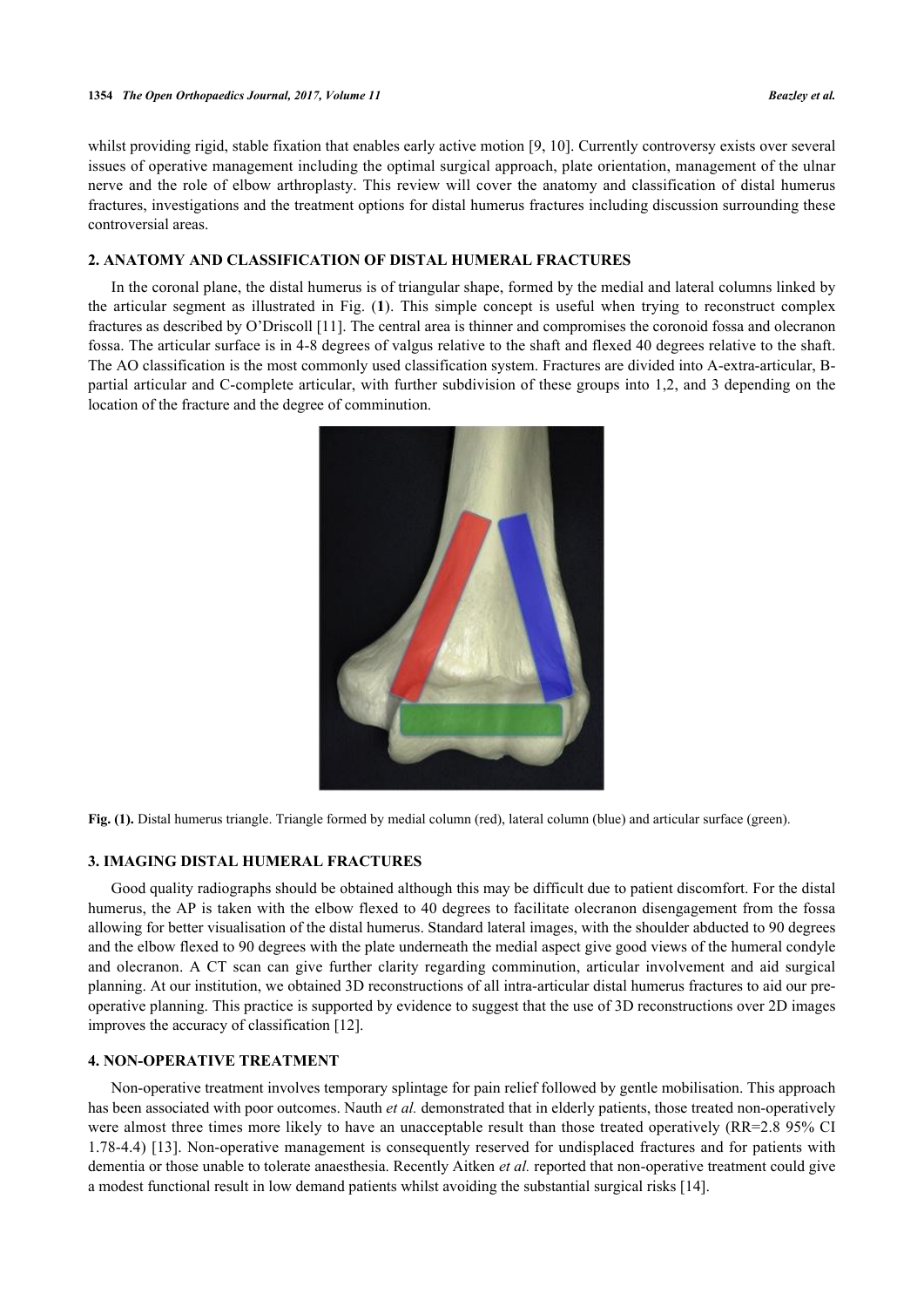whilst providing rigid, stable fixation that enables early active motion [9, 10]. Currently controversy exists over several issues of operative management including the optimal surgical approach, plate orientation, management of the ulnar nerve and the role of elbow arthroplasty. This review will cover the anatomy and classification of distal humerus fractures, investigations and the treatment options for distal humerus fractures including discussion surrounding these controversial areas.

## 2. ANATOMY AND CLASSIFICATION OF DISTAL HUMERAL FRACTURES

In the coronal plane, the distal humerus is of triangular shape, formed by the medial and lateral columns linked by the articular segment as illustrated in Fig. (**1**). This simple concept is useful when trying to reconstruct complex fractures as described by O'Driscoll [11]. The central area is thinner and compromises the coronoid fossa and olecranon fossa. The articular surface is in 4-8 degrees of valgus relative to the shaft and flexed 40 degrees relative to the shaft. The AO classification is the most commonly used classification system. Fractures are divided into A-extra-articular, B-partial articular and C-complete articular, with further subdivision of these groups into 1,2, and 3 depending on the location of the fracture and the degree of comminution.

**Fig. (1).** Distal humerus triangle. Triangle formed by medial column (red), lateral column (blue) and articular surface (green).

## 3. IMAGING DISTAL HUMERAL FRACTURES

Good quality radiographs should be obtained although this may be difficult due to patient discomfort. For the distal humerus, the AP is taken with the elbow flexed to 40 degrees to facilitate olecranon disengagement from the fossa allowing for better visualisation of the distal humerus. Standard lateral images, with the shoulder abducted to 90 degrees and the elbow flexed to 90 degrees with the plate underneath the medial aspect give good views of the humeral condyle and olecranon. A CT scan can give further clarity regarding comminution, articular involvement and aid surgical planning. At our institution, we obtained 3D reconstructions of all intra-articular distal humerus fractures to aid our pre-operative planning. This practice is supported by evidence to suggest that the use of 3D reconstructions over 2D images improves the accuracy of classification [12].

## 4. NON-OPERATIVE TREATMENT

Non-operative treatment involves temporary splintage for pain relief followed by gentle mobilisation. This approach has been associated with poor outcomes. Nauth *et al.* demonstrated that in elderly patients, those treated non-operatively were almost three times more likely to have an unacceptable result than those treated operatively (RR=2.8 95% CI 1.78-4.4) [13]. Non-operative management is consequently reserved for undisplaced fractures and for patients with dementia or those unable to tolerate anaesthesia. Recently Aitken *et al.* reported that non-operative treatment could give a modest functional result in low demand patients whilst avoiding the substantial surgical risks [14].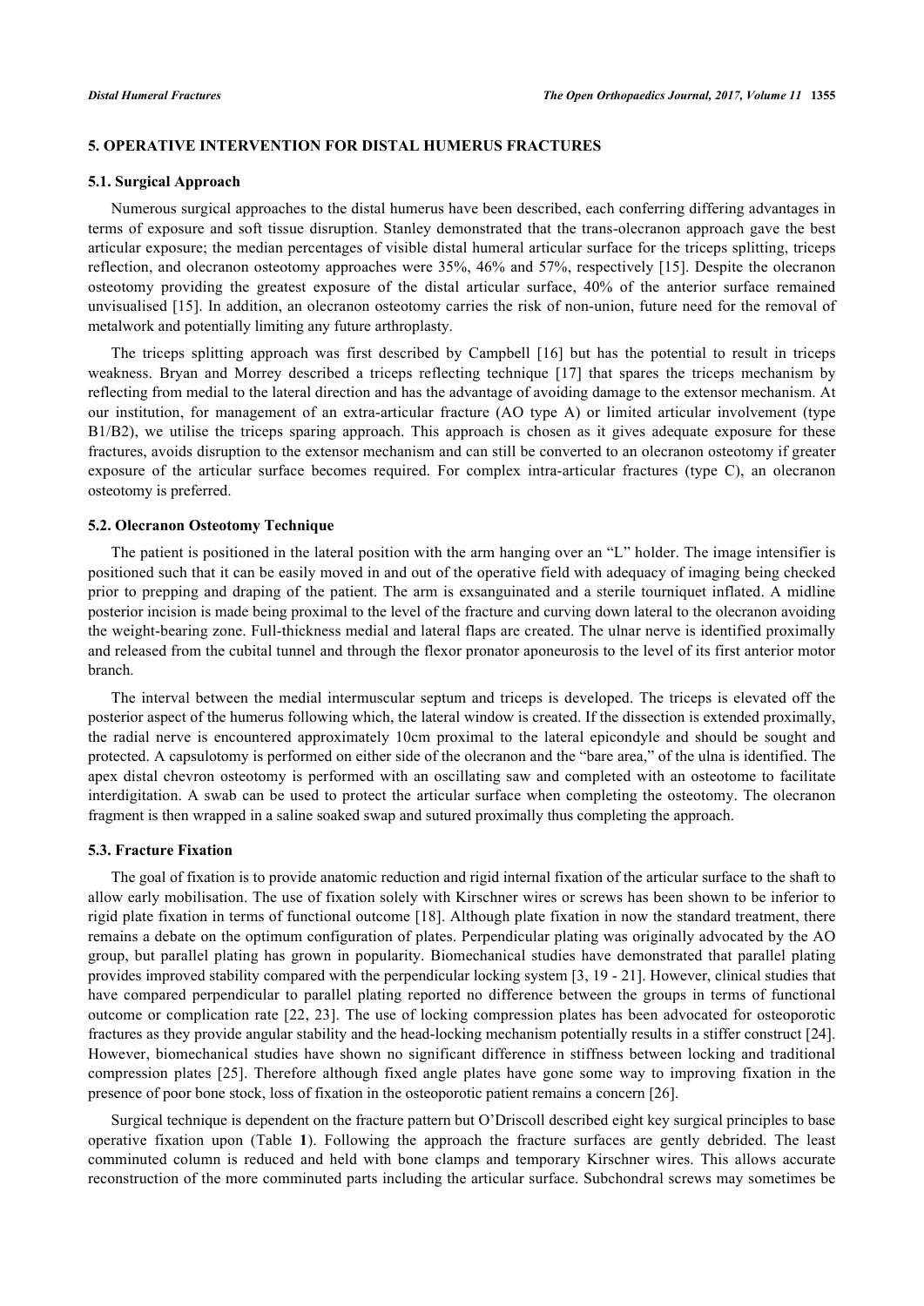## 5. OPERATIVE INTERVENTION FOR DISTAL HUMERUS FRACTURES

### 5.1. Surgical Approach

Numerous surgical approaches to the distal humerus have been described, each conferring differing advantages in terms of exposure and soft tissue disruption. Stanley demonstrated that the trans-olecranon approach gave the best articular exposure; the median percentages of visible distal humeral articular surface for the triceps splitting, triceps reflection, and olecranon osteotomy approaches were 35%, 46% and 57%, respectively [15]. Despite the olecranon osteotomy providing the greatest exposure of the distal articular surface, 40% of the anterior surface remained unvisualised [15]. In addition, an olecranon osteotomy carries the risk of non-union, future need for the removal of metalwork and potentially limiting any future arthroplasty.

The triceps splitting approach was first described by Campbell [16] but has the potential to result in triceps weakness. Bryan and Morrey described a triceps reflecting technique [17] that spares the triceps mechanism by reflecting from medial to the lateral direction and has the advantage of avoiding damage to the extensor mechanism. At our institution, for management of an extra-articular fracture (AO type A) or limited articular involvement (type B1/B2), we utilise the triceps sparing approach. This approach is chosen as it gives adequate exposure for these fractures, avoids disruption to the extensor mechanism and can still be converted to an olecranon osteotomy if greater exposure of the articular surface becomes required. For complex intra-articular fractures (type C), an olecranon osteotomy is preferred.

### 5.2. Olecranon Osteotomy Technique

The patient is positioned in the lateral position with the arm hanging over an "L" holder. The image intensifier is positioned such that it can be easily moved in and out of the operative field with adequacy of imaging being checked prior to prepping and draping of the patient. The arm is exsanguinated and a sterile tourniquet inflated. A midline posterior incision is made being proximal to the level of the fracture and curving down lateral to the olecranon avoiding the weight-bearing zone. Full-thickness medial and lateral flaps are created. The ulnar nerve is identified proximally and released from the cubital tunnel and through the flexor pronator aponeurosis to the level of its first anterior motor branch.

The interval between the medial intermuscular septum and triceps is developed. The triceps is elevated off the posterior aspect of the humerus following which, the lateral window is created. If the dissection is extended proximally, the radial nerve is encountered approximately 10cm proximal to the lateral epicondyle and should be sought and protected. A capsulotomy is performed on either side of the olecranon and the "bare area," of the ulna is identified. The apex distal chevron osteotomy is performed with an oscillating saw and completed with an osteotome to facilitate interdigitation. A swab can be used to protect the articular surface when completing the osteotomy. The olecranon fragment is then wrapped in a saline soaked swap and sutured proximally thus completing the approach.

### 5.3. Fracture Fixation

The goal of fixation is to provide anatomic reduction and rigid internal fixation of the articular surface to the shaft to allow early mobilisation. The use of fixation solely with Kirschner wires or screws has been shown to be inferior to rigid plate fixation in terms of functional outcome [18]. Although plate fixation in now the standard treatment, there remains a debate on the optimum configuration of plates. Perpendicular plating was originally advocated by the AO group, but parallel plating has grown in popularity. Biomechanical studies have demonstrated that parallel plating provides improved stability compared with the perpendicular locking system [3, 19 - 21]. However, clinical studies that have compared perpendicular to parallel plating reported no difference between the groups in terms of functional outcome or complication rate [22, 23]. The use of locking compression plates has been advocated for osteoporotic fractures as they provide angular stability and the head-locking mechanism potentially results in a stiffer construct [24]. However, biomechanical studies have shown no significant difference in stiffness between locking and traditional compression plates [25]. Therefore although fixed angle plates have gone some way to improving fixation in the presence of poor bone stock, loss of fixation in the osteoporotic patient remains a concern [26].

Surgical technique is dependent on the fracture pattern but O'Driscoll described eight key surgical principles to base operative fixation upon (Table **1**). Following the approach the fracture surfaces are gently debrided. The least comminuted column is reduced and held with bone clamps and temporary Kirschner wires. This allows accurate reconstruction of the more comminuted parts including the articular surface. Subchondral screws may sometimes be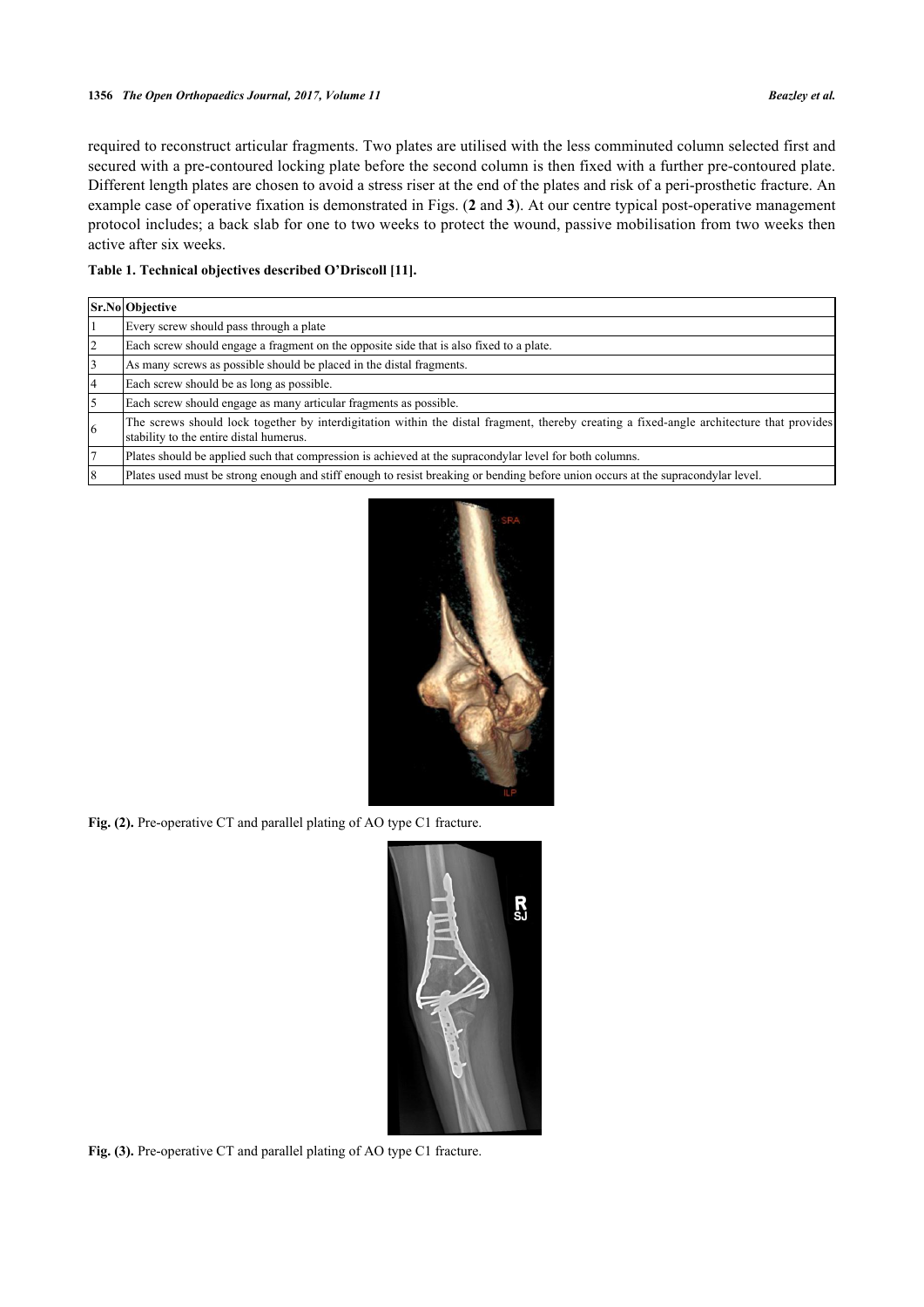required to reconstruct articular fragments. Two plates are utilised with the less comminuted column selected first and secured with a pre-contoured locking plate before the second column is then fixed with a further pre-contoured plate. Different length plates are chosen to avoid a stress riser at the end of the plates and risk of a peri-prosthetic fracture. An example case of operative fixation is demonstrated in Figs. (**2** and **3**). At our centre typical post-operative management protocol includes; a back slab for one to two weeks to protect the wound, passive mobilisation from two weeks then active after six weeks.

**Table 1. Technical objectives described O'Driscoll [11].**

| Sr.No | Objective |
|---|---|
| 1 | Every screw should pass through a plate |
| 2 | Each screw should engage a fragment on the opposite side that is also fixed to a plate. |
| 3 | As many screws as possible should be placed in the distal fragments. |
| 4 | Each screw should be as long as possible. |
| 5 | Each screw should engage as many articular fragments as possible. |
| 6 | The screws should lock together by interdigitation within the distal fragment, thereby creating a fixed-angle architecture that provides stability to the entire distal humerus. |
| 7 | Plates should be applied such that compression is achieved at the supracondylar level for both columns. |
| 8 | Plates used must be strong enough and stiff enough to resist breaking or bending before union occurs at the supracondylar level. |

**Fig. (2).** Pre-operative CT and parallel plating of AO type C1 fracture.

**Fig. (3).** Pre-operative CT and parallel plating of AO type C1 fracture.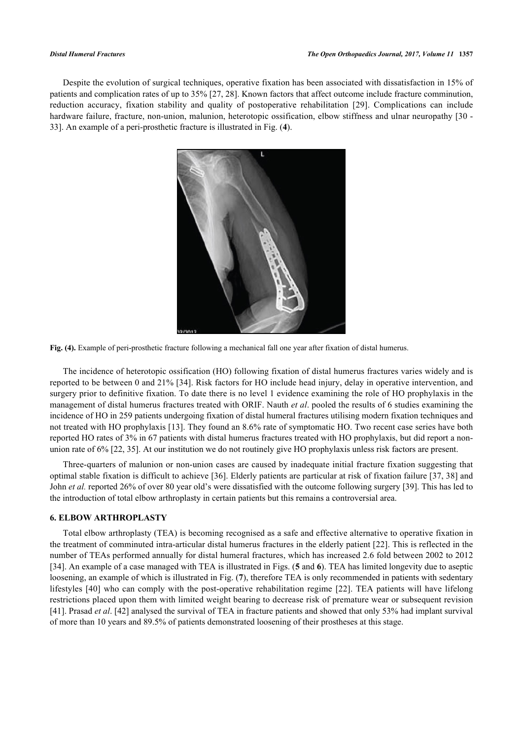Despite the evolution of surgical techniques, operative fixation has been associated with dissatisfaction in 15% of patients and complication rates of up to 35% [27, 28]. Known factors that affect outcome include fracture comminution, reduction accuracy, fixation stability and quality of postoperative rehabilitation [29]. Complications can include hardware failure, fracture, non-union, malunion, heterotopic ossification, elbow stiffness and ulnar neuropathy [30 - 33]. An example of a peri-prosthetic fracture is illustrated in Fig. (**4**).

**Fig. (4).** Example of peri-prosthetic fracture following a mechanical fall one year after fixation of distal humerus.

The incidence of heterotopic ossification (HO) following fixation of distal humerus fractures varies widely and is reported to be between 0 and 21% [34]. Risk factors for HO include head injury, delay in operative intervention, and surgery prior to definitive fixation. To date there is no level 1 evidence examining the role of HO prophylaxis in the management of distal humerus fractures treated with ORIF. Nauth *et al*. pooled the results of 6 studies examining the incidence of HO in 259 patients undergoing fixation of distal humeral fractures utilising modern fixation techniques and not treated with HO prophylaxis [13]. They found an 8.6% rate of symptomatic HO. Two recent case series have both reported HO rates of 3% in 67 patients with distal humerus fractures treated with HO prophylaxis, but did report a non-union rate of 6% [22, 35]. At our institution we do not routinely give HO prophylaxis unless risk factors are present.

Three-quarters of malunion or non-union cases are caused by inadequate initial fracture fixation suggesting that optimal stable fixation is difficult to achieve [36]. Elderly patients are particular at risk of fixation failure [37, 38] and John *et al.* reported 26% of over 80 year old's were dissatisfied with the outcome following surgery [39]. This has led to the introduction of total elbow arthroplasty in certain patients but this remains a controversial area.

## 6. ELBOW ARTHROPLASTY

Total elbow arthroplasty (TEA) is becoming recognised as a safe and effective alternative to operative fixation in the treatment of comminuted intra-articular distal humerus fractures in the elderly patient [22]. This is reflected in the number of TEAs performed annually for distal humeral fractures, which has increased 2.6 fold between 2002 to 2012 [34]. An example of a case managed with TEA is illustrated in Figs. (**5** and **6**). TEA has limited longevity due to aseptic loosening, an example of which is illustrated in Fig. (**7**), therefore TEA is only recommended in patients with sedentary lifestyles [40] who can comply with the post-operative rehabilitation regime [22]. TEA patients will have lifelong restrictions placed upon them with limited weight bearing to decrease risk of premature wear or subsequent revision [41]. Prasad *et al*. [42] analysed the survival of TEA in fracture patients and showed that only 53% had implant survival of more than 10 years and 89.5% of patients demonstrated loosening of their prostheses at this stage.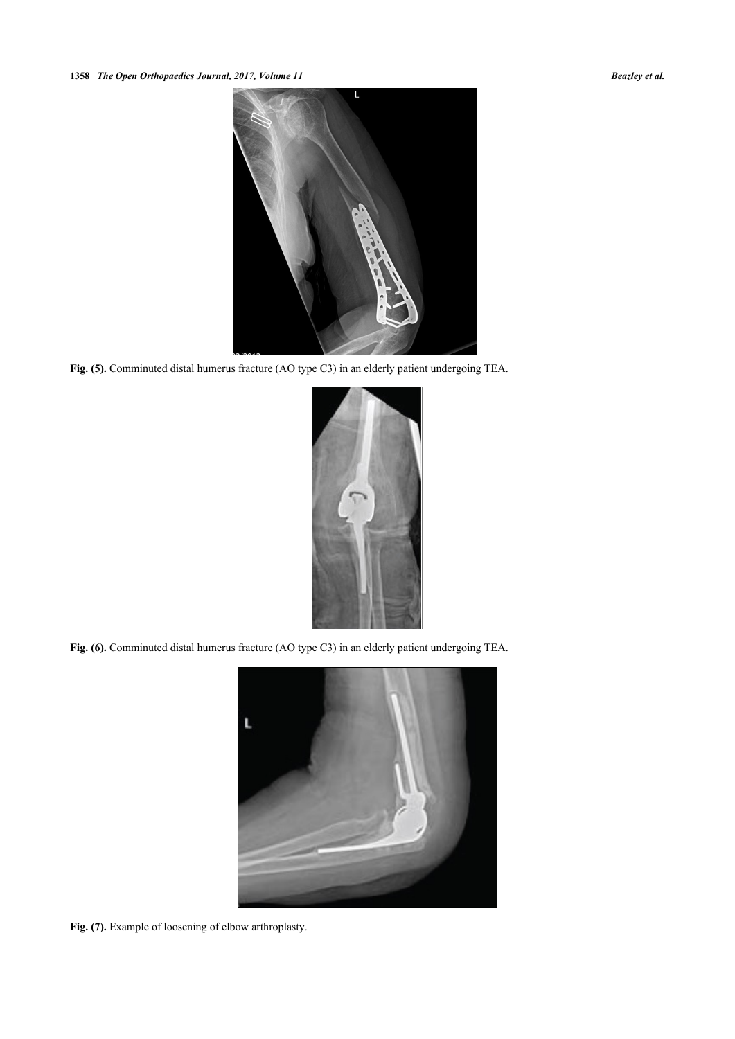**Fig. (5).** Comminuted distal humerus fracture (AO type C3) in an elderly patient undergoing TEA.

**Fig. (6).** Comminuted distal humerus fracture (AO type C3) in an elderly patient undergoing TEA.

**Fig. (7).** Example of loosening of elbow arthroplasty.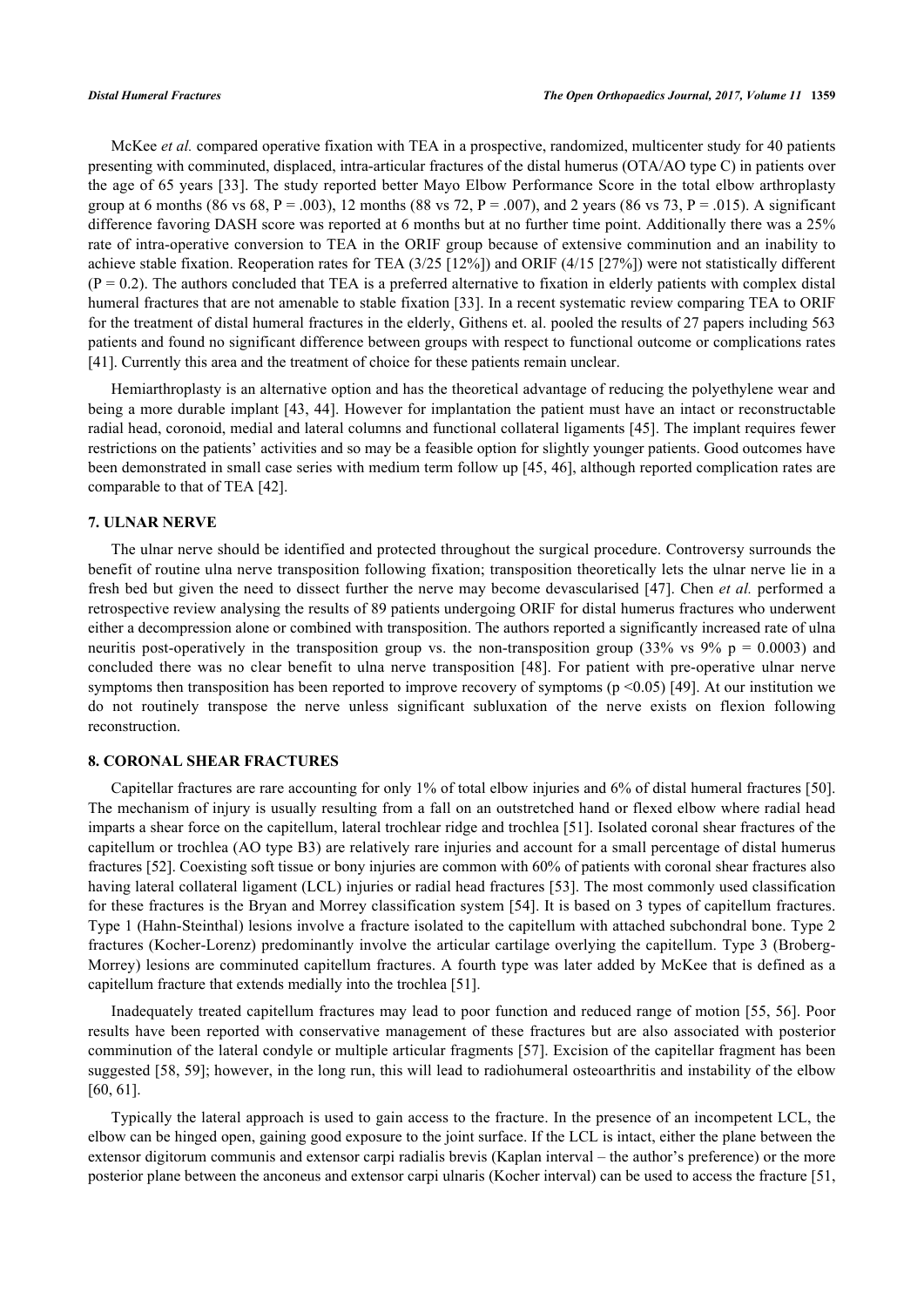McKee *et al.* compared operative fixation with TEA in a prospective, randomized, multicenter study for 40 patients presenting with comminuted, displaced, intra-articular fractures of the distal humerus (OTA/AO type C) in patients over the age of 65 years [33]. The study reported better Mayo Elbow Performance Score in the total elbow arthroplasty group at 6 months (86 vs 68, P = .003), 12 months (88 vs 72, P = .007), and 2 years (86 vs 73, P = .015). A significant difference favoring DASH score was reported at 6 months but at no further time point. Additionally there was a 25% rate of intra-operative conversion to TEA in the ORIF group because of extensive comminution and an inability to achieve stable fixation. Reoperation rates for TEA (3/25 [12%]) and ORIF (4/15 [27%]) were not statistically different (P = 0.2). The authors concluded that TEA is a preferred alternative to fixation in elderly patients with complex distal humeral fractures that are not amenable to stable fixation [33]. In a recent systematic review comparing TEA to ORIF for the treatment of distal humeral fractures in the elderly, Githens et. al. pooled the results of 27 papers including 563 patients and found no significant difference between groups with respect to functional outcome or complications rates [41]. Currently this area and the treatment of choice for these patients remain unclear.

Hemiarthroplasty is an alternative option and has the theoretical advantage of reducing the polyethylene wear and being a more durable implant [43, 44]. However for implantation the patient must have an intact or reconstructable radial head, coronoid, medial and lateral columns and functional collateral ligaments [45]. The implant requires fewer restrictions on the patients' activities and so may be a feasible option for slightly younger patients. Good outcomes have been demonstrated in small case series with medium term follow up [45, 46], although reported complication rates are comparable to that of TEA [42].

## 7. ULNAR NERVE

The ulnar nerve should be identified and protected throughout the surgical procedure. Controversy surrounds the benefit of routine ulna nerve transposition following fixation; transposition theoretically lets the ulnar nerve lie in a fresh bed but given the need to dissect further the nerve may become devascularised [47]. Chen *et al.* performed a retrospective review analysing the results of 89 patients undergoing ORIF for distal humerus fractures who underwent either a decompression alone or combined with transposition. The authors reported a significantly increased rate of ulna neuritis post-operatively in the transposition group vs. the non-transposition group (33% vs 9% $p = 0.0003$) and concluded there was no clear benefit to ulna nerve transposition [48]. For patient with pre-operative ulnar nerve symptoms then transposition has been reported to improve recovery of symptoms ($p < 0.05$) [49]. At our institution we do not routinely transpose the nerve unless significant subluxation of the nerve exists on flexion following reconstruction.

## 8. CORONAL SHEAR FRACTURES

Capitellar fractures are rare accounting for only 1% of total elbow injuries and 6% of distal humeral fractures [50]. The mechanism of injury is usually resulting from a fall on an outstretched hand or flexed elbow where radial head imparts a shear force on the capitellum, lateral trochlear ridge and trochlea [51]. Isolated coronal shear fractures of the capitellum or trochlea (AO type B3) are relatively rare injuries and account for a small percentage of distal humerus fractures [52]. Coexisting soft tissue or bony injuries are common with 60% of patients with coronal shear fractures also having lateral collateral ligament (LCL) injuries or radial head fractures [53]. The most commonly used classification for these fractures is the Bryan and Morrey classification system [54]. It is based on 3 types of capitellum fractures. Type 1 (Hahn-Steinthal) lesions involve a fracture isolated to the capitellum with attached subchondral bone. Type 2 fractures (Kocher-Lorenz) predominantly involve the articular cartilage overlying the capitellum. Type 3 (Broberg-Morrey) lesions are comminuted capitellum fractures. A fourth type was later added by McKee that is defined as a capitellum fracture that extends medially into the trochlea [51].

Inadequately treated capitellum fractures may lead to poor function and reduced range of motion [55, 56]. Poor results have been reported with conservative management of these fractures but are also associated with posterior comminution of the lateral condyle or multiple articular fragments [57]. Excision of the capitellar fragment has been suggested [58, 59]; however, in the long run, this will lead to radiohumeral osteoarthritis and instability of the elbow [60, 61].

Typically the lateral approach is used to gain access to the fracture. In the presence of an incompetent LCL, the elbow can be hinged open, gaining good exposure to the joint surface. If the LCL is intact, either the plane between the extensor digitorum communis and extensor carpi radialis brevis (Kaplan interval – the author's preference) or the more posterior plane between the anconeus and extensor carpi ulnaris (Kocher interval) can be used to access the fracture [51,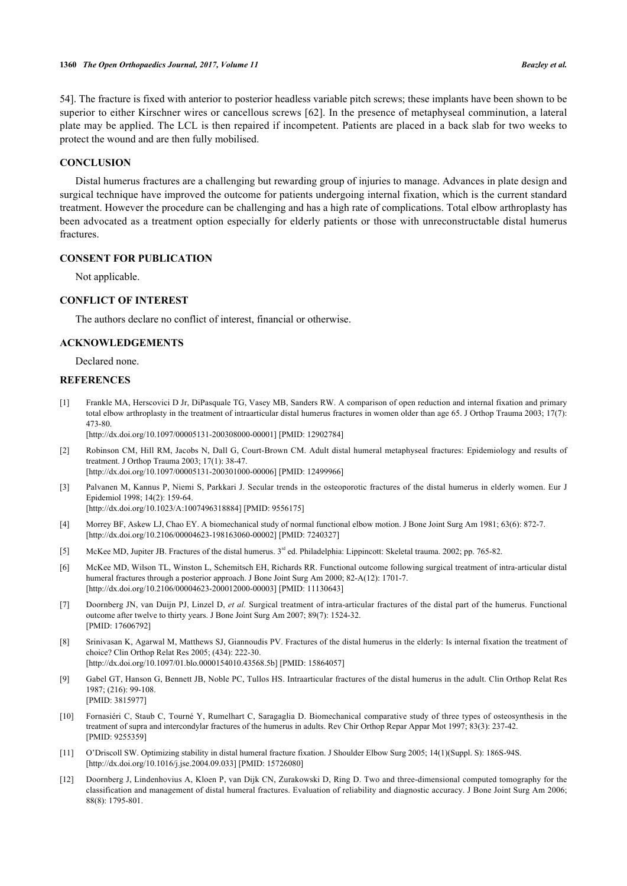54]. The fracture is fixed with anterior to posterior headless variable pitch screws; these implants have been shown to be superior to either Kirschner wires or cancellous screws [62]. In the presence of metaphyseal comminution, a lateral plate may be applied. The LCL is then repaired if incompetent. Patients are placed in a back slab for two weeks to protect the wound and are then fully mobilised.

## CONCLUSION

Distal humerus fractures are a challenging but rewarding group of injuries to manage. Advances in plate design and surgical technique have improved the outcome for patients undergoing internal fixation, which is the current standard treatment. However the procedure can be challenging and has a high rate of complications. Total elbow arthroplasty has been advocated as a treatment option especially for elderly patients or those with unreconstructable distal humerus fractures.

## CONSENT FOR PUBLICATION

Not applicable.

## CONFLICT OF INTEREST

The authors declare no conflict of interest, financial or otherwise.

## ACKNOWLEDGEMENTS

Declared none.

## REFERENCES

[1] Frankle MA, Herscovici D Jr, DiPasquale TG, Vasey MB, Sanders RW. A comparison of open reduction and internal fixation and primary total elbow arthroplasty in the treatment of intraarticular distal humerus fractures in women older than age 65. J Orthop Trauma 2003; 17(7): 473-80.
[http://dx.doi.org/10.1097/00005131-200308000-00001] [PMID: 12902784]

[2] Robinson CM, Hill RM, Jacobs N, Dall G, Court-Brown CM. Adult distal humeral metaphyseal fractures: Epidemiology and results of treatment. J Orthop Trauma 2003; 17(1): 38-47.
[http://dx.doi.org/10.1097/00005131-200301000-00006] [PMID: 12499966]

[3] Palvanen M, Kannus P, Niemi S, Parkkari J. Secular trends in the osteoporotic fractures of the distal humerus in elderly women. Eur J Epidemiol 1998; 14(2): 159-64.
[http://dx.doi.org/10.1023/A:1007496318884] [PMID: 9556175]

[4] Morrey BF, Askew LJ, Chao EY. A biomechanical study of normal functional elbow motion. J Bone Joint Surg Am 1981; 63(6): 872-7.
[http://dx.doi.org/10.2106/00004623-198163060-00002] [PMID: 7240327]

[5] McKee MD, Jupiter JB. Fractures of the distal humerus. 3rd ed. Philadelphia: Lippincott: Skeletal trauma. 2002; pp. 765-82.

[6] McKee MD, Wilson TL, Winston L, Schemitsch EH, Richards RR. Functional outcome following surgical treatment of intra-articular distal humeral fractures through a posterior approach. J Bone Joint Surg Am 2000; 82-A(12): 1701-7.
[http://dx.doi.org/10.2106/00004623-200012000-00003] [PMID: 11130643]

[7] Doornberg JN, van Duijn PJ, Linzel D, *et al.* Surgical treatment of intra-articular fractures of the distal part of the humerus. Functional outcome after twelve to thirty years. J Bone Joint Surg Am 2007; 89(7): 1524-32.
[PMID: 17606792]

[8] Srinivasan K, Agarwal M, Matthews SJ, Giannoudis PV. Fractures of the distal humerus in the elderly: Is internal fixation the treatment of choice? Clin Orthop Relat Res 2005; (434): 222-30.
[http://dx.doi.org/10.1097/01.blo.0000154010.43568.5b] [PMID: 15864057]

[9] Gabel GT, Hanson G, Bennett JB, Noble PC, Tullos HS. Intraarticular fractures of the distal humerus in the adult. Clin Orthop Relat Res 1987; (216): 99-108.
[PMID: 3815977]

[10] Fornasiéri C, Staub C, Tourné Y, Rumelhart C, Saragaglia D. Biomechanical comparative study of three types of osteosynthesis in the treatment of supra and intercondylar fractures of the humerus in adults. Rev Chir Orthop Repar Appar Mot 1997; 83(3): 237-42.
[PMID: 9255359]

[11] O'Driscoll SW. Optimizing stability in distal humeral fracture fixation. J Shoulder Elbow Surg 2005; 14(1)(Suppl. S): 186S-94S.
[http://dx.doi.org/10.1016/j.jse.2004.09.033] [PMID: 15726080]

[12] Doornberg J, Lindenhovius A, Kloen P, van Dijk CN, Zurakowski D, Ring D. Two and three-dimensional computed tomography for the classification and management of distal humeral fractures. Evaluation of reliability and diagnostic accuracy. J Bone Joint Surg Am 2006; 88(8): 1795-801.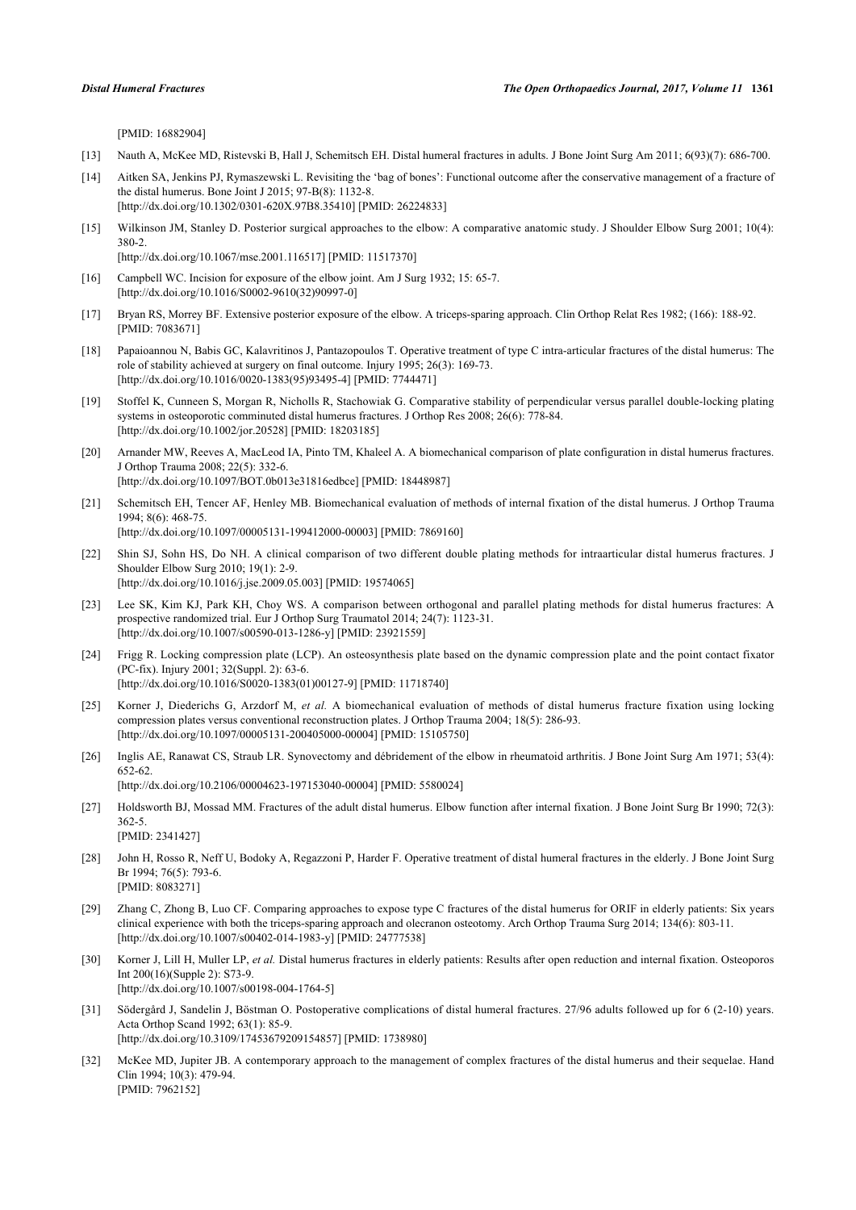[PMID: 16882904]

[13] Nauth A, McKee MD, Ristevski B, Hall J, Schemitsch EH. Distal humeral fractures in adults. J Bone Joint Surg Am 2011; 6(93)(7): 686-700.

[14] Aitken SA, Jenkins PJ, Rymaszewski L. Revisiting the 'bag of bones': Functional outcome after the conservative management of a fracture of the distal humerus. Bone Joint J 2015; 97-B(8): 1132-8.
[http://dx.doi.org/10.1302/0301-620X.97B8.35410] [PMID: 26224833]

[15] Wilkinson JM, Stanley D. Posterior surgical approaches to the elbow: A comparative anatomic study. J Shoulder Elbow Surg 2001; 10(4): 380-2.
[http://dx.doi.org/10.1067/mse.2001.116517] [PMID: 11517370]

[16] Campbell WC. Incision for exposure of the elbow joint. Am J Surg 1932; 15: 65-7.
[http://dx.doi.org/10.1016/S0002-9610(32)90997-0]

[17] Bryan RS, Morrey BF. Extensive posterior exposure of the elbow. A triceps-sparing approach. Clin Orthop Relat Res 1982; (166): 188-92.
[PMID: 7083671]

[18] Papaioannou N, Babis GC, Kalavritinos J, Pantazopoulos T. Operative treatment of type C intra-articular fractures of the distal humerus: The role of stability achieved at surgery on final outcome. Injury 1995; 26(3): 169-73.
[http://dx.doi.org/10.1016/0020-1383(95)93495-4] [PMID: 7744471]

[19] Stoffel K, Cunneen S, Morgan R, Nicholls R, Stachowiak G. Comparative stability of perpendicular versus parallel double-locking plating systems in osteoporotic comminuted distal humerus fractures. J Orthop Res 2008; 26(6): 778-84.
[http://dx.doi.org/10.1002/jor.20528] [PMID: 18203185]

[20] Arnander MW, Reeves A, MacLeod IA, Pinto TM, Khaleel A. A biomechanical comparison of plate configuration in distal humerus fractures. J Orthop Trauma 2008; 22(5): 332-6.
[http://dx.doi.org/10.1097/BOT.0b013e31816edbce] [PMID: 18448987]

[21] Schemitsch EH, Tencer AF, Henley MB. Biomechanical evaluation of methods of internal fixation of the distal humerus. J Orthop Trauma 1994; 8(6): 468-75.
[http://dx.doi.org/10.1097/00005131-199412000-00003] [PMID: 7869160]

[22] Shin SJ, Sohn HS, Do NH. A clinical comparison of two different double plating methods for intraarticular distal humerus fractures. J Shoulder Elbow Surg 2010; 19(1): 2-9.
[http://dx.doi.org/10.1016/j.jse.2009.05.003] [PMID: 19574065]

[23] Lee SK, Kim KJ, Park KH, Choy WS. A comparison between orthogonal and parallel plating methods for distal humerus fractures: A prospective randomized trial. Eur J Orthop Surg Traumatol 2014; 24(7): 1123-31.
[http://dx.doi.org/10.1007/s00590-013-1286-y] [PMID: 23921559]

[24] Frigg R. Locking compression plate (LCP). An osteosynthesis plate based on the dynamic compression plate and the point contact fixator (PC-fix). Injury 2001; 32(Suppl. 2): 63-6.
[http://dx.doi.org/10.1016/S0020-1383(01)00127-9] [PMID: 11718740]

[25] Korner J, Diederichs G, Arzdorf M, *et al.* A biomechanical evaluation of methods of distal humerus fracture fixation using locking compression plates versus conventional reconstruction plates. J Orthop Trauma 2004; 18(5): 286-93.
[http://dx.doi.org/10.1097/00005131-200405000-00004] [PMID: 15105750]

[26] Inglis AE, Ranawat CS, Straub LR. Synovectomy and débridement of the elbow in rheumatoid arthritis. J Bone Joint Surg Am 1971; 53(4): 652-62.
[http://dx.doi.org/10.2106/00004623-197153040-00004] [PMID: 5580024]

[27] Holdsworth BJ, Mossad MM. Fractures of the adult distal humerus. Elbow function after internal fixation. J Bone Joint Surg Br 1990; 72(3): 362-5.
[PMID: 2341427]

[28] John H, Rosso R, Neff U, Bodoky A, Regazzoni P, Harder F. Operative treatment of distal humeral fractures in the elderly. J Bone Joint Surg Br 1994; 76(5): 793-6.
[PMID: 8083271]

[29] Zhang C, Zhong B, Luo CF. Comparing approaches to expose type C fractures of the distal humerus for ORIF in elderly patients: Six years clinical experience with both the triceps-sparing approach and olecranon osteotomy. Arch Orthop Trauma Surg 2014; 134(6): 803-11.
[http://dx.doi.org/10.1007/s00402-014-1983-y] [PMID: 24777538]

[30] Korner J, Lill H, Muller LP, *et al.* Distal humerus fractures in elderly patients: Results after open reduction and internal fixation. Osteoporos Int 200(16)(Supple 2): S73-9.
[http://dx.doi.org/10.1007/s00198-004-1764-5]

[31] Södergård J, Sandelin J, Böstman O. Postoperative complications of distal humeral fractures. 27/96 adults followed up for 6 (2-10) years. Acta Orthop Scand 1992; 63(1): 85-9.
[http://dx.doi.org/10.3109/17453679209154857] [PMID: 1738980]

[32] McKee MD, Jupiter JB. A contemporary approach to the management of complex fractures of the distal humerus and their sequelae. Hand Clin 1994; 10(3): 479-94.
[PMID: 7962152]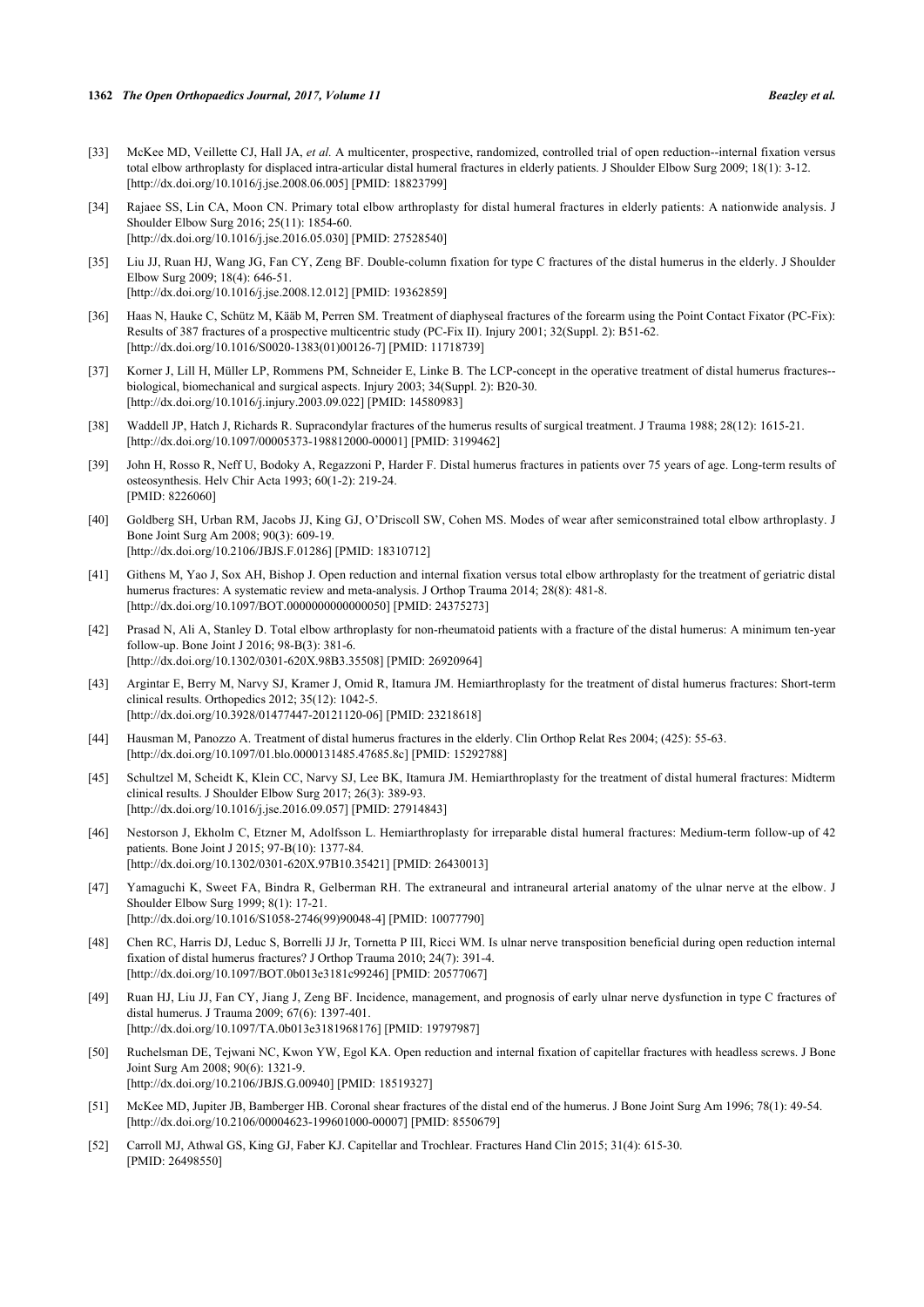[33] McKee MD, Veillette CJ, Hall JA, *et al.* A multicenter, prospective, randomized, controlled trial of open reduction--internal fixation versus total elbow arthroplasty for displaced intra-articular distal humeral fractures in elderly patients. J Shoulder Elbow Surg 2009; 18(1): 3-12. [http://dx.doi.org/10.1016/j.jse.2008.06.005] [PMID: 18823799]

[34] Rajaee SS, Lin CA, Moon CN. Primary total elbow arthroplasty for distal humeral fractures in elderly patients: A nationwide analysis. J Shoulder Elbow Surg 2016; 25(11): 1854-60. [http://dx.doi.org/10.1016/j.jse.2016.05.030] [PMID: 27528540]

[35] Liu JJ, Ruan HJ, Wang JG, Fan CY, Zeng BF. Double-column fixation for type C fractures of the distal humerus in the elderly. J Shoulder Elbow Surg 2009; 18(4): 646-51. [http://dx.doi.org/10.1016/j.jse.2008.12.012] [PMID: 19362859]

[36] Haas N, Hauke C, Schütz M, Kääb M, Perren SM. Treatment of diaphyseal fractures of the forearm using the Point Contact Fixator (PC-Fix): Results of 387 fractures of a prospective multicentric study (PC-Fix II). Injury 2001; 32(Suppl. 2): B51-62. [http://dx.doi.org/10.1016/S0020-1383(01)00126-7] [PMID: 11718739]

[37] Korner J, Lill H, Müller LP, Rommens PM, Schneider E, Linke B. The LCP-concept in the operative treatment of distal humerus fractures--biological, biomechanical and surgical aspects. Injury 2003; 34(Suppl. 2): B20-30. [http://dx.doi.org/10.1016/j.injury.2003.09.022] [PMID: 14580983]

[38] Waddell JP, Hatch J, Richards R. Supracondylar fractures of the humerus results of surgical treatment. J Trauma 1988; 28(12): 1615-21. [http://dx.doi.org/10.1097/00005373-198812000-00001] [PMID: 3199462]

[39] John H, Rosso R, Neff U, Bodoky A, Regazzoni P, Harder F. Distal humerus fractures in patients over 75 years of age. Long-term results of osteosynthesis. Helv Chir Acta 1993; 60(1-2): 219-24. [PMID: 8226060]

[40] Goldberg SH, Urban RM, Jacobs JJ, King GJ, O'Driscoll SW, Cohen MS. Modes of wear after semiconstrained total elbow arthroplasty. J Bone Joint Surg Am 2008; 90(3): 609-19. [http://dx.doi.org/10.2106/JBJS.F.01286] [PMID: 18310712]

[41] Githens M, Yao J, Sox AH, Bishop J. Open reduction and internal fixation versus total elbow arthroplasty for the treatment of geriatric distal humerus fractures: A systematic review and meta-analysis. J Orthop Trauma 2014; 28(8): 481-8. [http://dx.doi.org/10.1097/BOT.0000000000000050] [PMID: 24375273]

[42] Prasad N, Ali A, Stanley D. Total elbow arthroplasty for non-rheumatoid patients with a fracture of the distal humerus: A minimum ten-year follow-up. Bone Joint J 2016; 98-B(3): 381-6. [http://dx.doi.org/10.1302/0301-620X.98B3.35508] [PMID: 26920964]

[43] Argintar E, Berry M, Narvy SJ, Kramer J, Omid R, Itamura JM. Hemiarthroplasty for the treatment of distal humerus fractures: Short-term clinical results. Orthopedics 2012; 35(12): 1042-5. [http://dx.doi.org/10.3928/01477447-20121120-06] [PMID: 23218618]

[44] Hausman M, Panozzo A. Treatment of distal humerus fractures in the elderly. Clin Orthop Relat Res 2004; (425): 55-63. [http://dx.doi.org/10.1097/01.blo.0000131485.47685.8c] [PMID: 15292788]

[45] Schultzel M, Scheidt K, Klein CC, Narvy SJ, Lee BK, Itamura JM. Hemiarthroplasty for the treatment of distal humeral fractures: Midterm clinical results. J Shoulder Elbow Surg 2017; 26(3): 389-93. [http://dx.doi.org/10.1016/j.jse.2016.09.057] [PMID: 27914843]

[46] Nestorson J, Ekholm C, Etzner M, Adolfsson L. Hemiarthroplasty for irreparable distal humeral fractures: Medium-term follow-up of 42 patients. Bone Joint J 2015; 97-B(10): 1377-84. [http://dx.doi.org/10.1302/0301-620X.97B10.35421] [PMID: 26430013]

[47] Yamaguchi K, Sweet FA, Bindra R, Gelberman RH. The extraneural and intraneural arterial anatomy of the ulnar nerve at the elbow. J Shoulder Elbow Surg 1999; 8(1): 17-21. [http://dx.doi.org/10.1016/S1058-2746(99)90048-4] [PMID: 10077790]

[48] Chen RC, Harris DJ, Leduc S, Borrelli JJ Jr, Tornetta P III, Ricci WM. Is ulnar nerve transposition beneficial during open reduction internal fixation of distal humerus fractures? J Orthop Trauma 2010; 24(7): 391-4. [http://dx.doi.org/10.1097/BOT.0b013e3181c99246] [PMID: 20577067]

[49] Ruan HJ, Liu JJ, Fan CY, Jiang J, Zeng BF. Incidence, management, and prognosis of early ulnar nerve dysfunction in type C fractures of distal humerus. J Trauma 2009; 67(6): 1397-401. [http://dx.doi.org/10.1097/TA.0b013e3181968176] [PMID: 19797987]

[50] Ruchelsman DE, Tejwani NC, Kwon YW, Egol KA. Open reduction and internal fixation of capitellar fractures with headless screws. J Bone Joint Surg Am 2008; 90(6): 1321-9. [http://dx.doi.org/10.2106/JBJS.G.00940] [PMID: 18519327]

[51] McKee MD, Jupiter JB, Bamberger HB. Coronal shear fractures of the distal end of the humerus. J Bone Joint Surg Am 1996; 78(1): 49-54. [http://dx.doi.org/10.2106/00004623-199601000-00007] [PMID: 8550679]

[52] Carroll MJ, Athwal GS, King GJ, Faber KJ. Capitellar and Trochlear. Fractures Hand Clin 2015; 31(4): 615-30. [PMID: 26498550]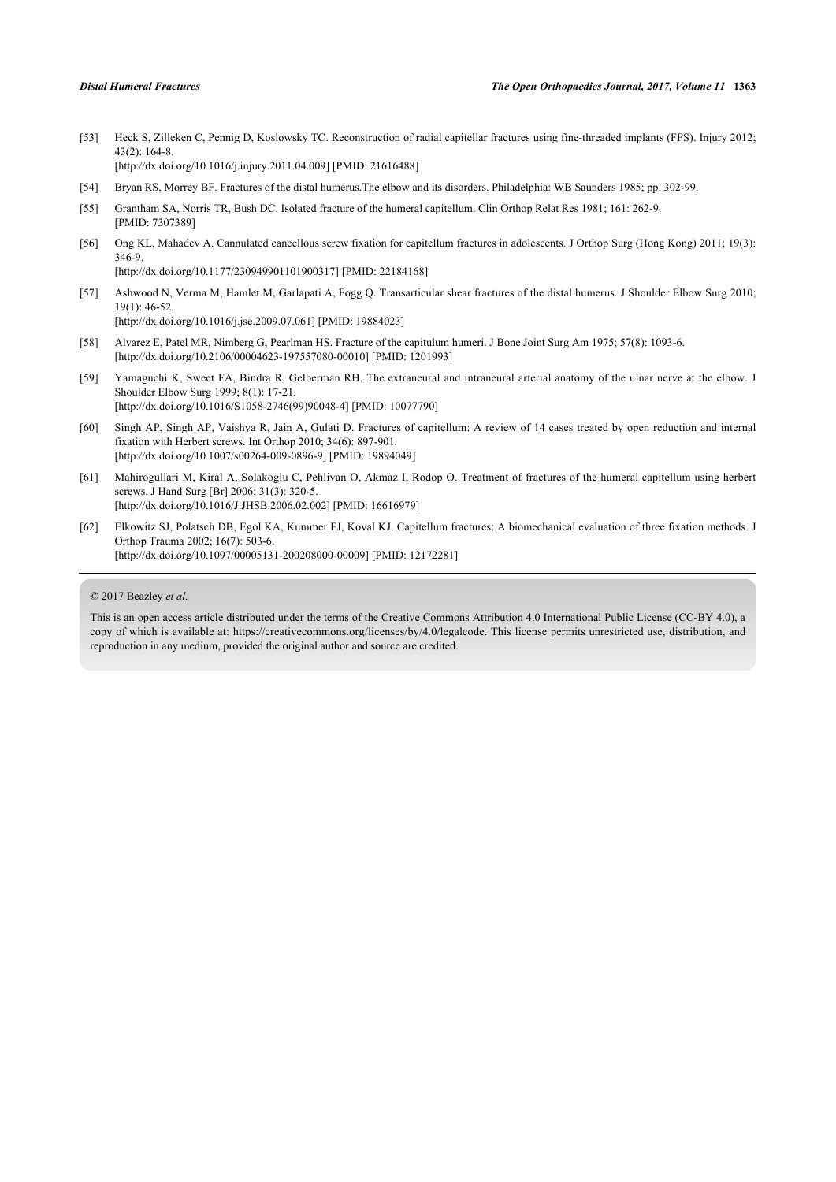[53] Heck S, Zilleken C, Pennig D, Koslowsky TC. Reconstruction of radial capitellar fractures using fine-threaded implants (FFS). Injury 2012; 43(2): 164-8.
[http://dx.doi.org/10.1016/j.injury.2011.04.009] [PMID: 21616488]

[54] Bryan RS, Morrey BF. Fractures of the distal humerus.The elbow and its disorders. Philadelphia: WB Saunders 1985; pp. 302-99.

[55] Grantham SA, Norris TR, Bush DC. Isolated fracture of the humeral capitellum. Clin Orthop Relat Res 1981; 161: 262-9.
[PMID: 7307389]

[56] Ong KL, Mahadev A. Cannulated cancellous screw fixation for capitellum fractures in adolescents. J Orthop Surg (Hong Kong) 2011; 19(3): 346-9.
[http://dx.doi.org/10.1177/230949901101900317] [PMID: 22184168]

[57] Ashwood N, Verma M, Hamlet M, Garlapati A, Fogg Q. Transarticular shear fractures of the distal humerus. J Shoulder Elbow Surg 2010; 19(1): 46-52.
[http://dx.doi.org/10.1016/j.jse.2009.07.061] [PMID: 19884023]

[58] Alvarez E, Patel MR, Nimberg G, Pearlman HS. Fracture of the capitulum humeri. J Bone Joint Surg Am 1975; 57(8): 1093-6.
[http://dx.doi.org/10.2106/00004623-197557080-00010] [PMID: 1201993]

[59] Yamaguchi K, Sweet FA, Bindra R, Gelberman RH. The extraneural and intraneural arterial anatomy of the ulnar nerve at the elbow. J Shoulder Elbow Surg 1999; 8(1): 17-21.
[http://dx.doi.org/10.1016/S1058-2746(99)90048-4] [PMID: 10077790]

[60] Singh AP, Singh AP, Vaishya R, Jain A, Gulati D. Fractures of capitellum: A review of 14 cases treated by open reduction and internal fixation with Herbert screws. Int Orthop 2010; 34(6): 897-901.
[http://dx.doi.org/10.1007/s00264-009-0896-9] [PMID: 19894049]

[61] Mahirogullari M, Kiral A, Solakoglu C, Pehlivan O, Akmaz I, Rodop O. Treatment of fractures of the humeral capitellum using herbert screws. J Hand Surg [Br] 2006; 31(3): 320-5.
[http://dx.doi.org/10.1016/J.JHSB.2006.02.002] [PMID: 16616979]

[62] Elkowitz SJ, Polatsch DB, Egol KA, Kummer FJ, Koval KJ. Capitellum fractures: A biomechanical evaluation of three fixation methods. J Orthop Trauma 2002; 16(7): 503-6.
[http://dx.doi.org/10.1097/00005131-200208000-00009] [PMID: 12172281]

---

© 2017 Beazley *et al.*

This is an open access article distributed under the terms of the Creative Commons Attribution 4.0 International Public License (CC-BY 4.0), a copy of which is available at: https://creativecommons.org/licenses/by/4.0/legalcode. This license permits unrestricted use, distribution, and reproduction in any medium, provided the original author and source are credited.